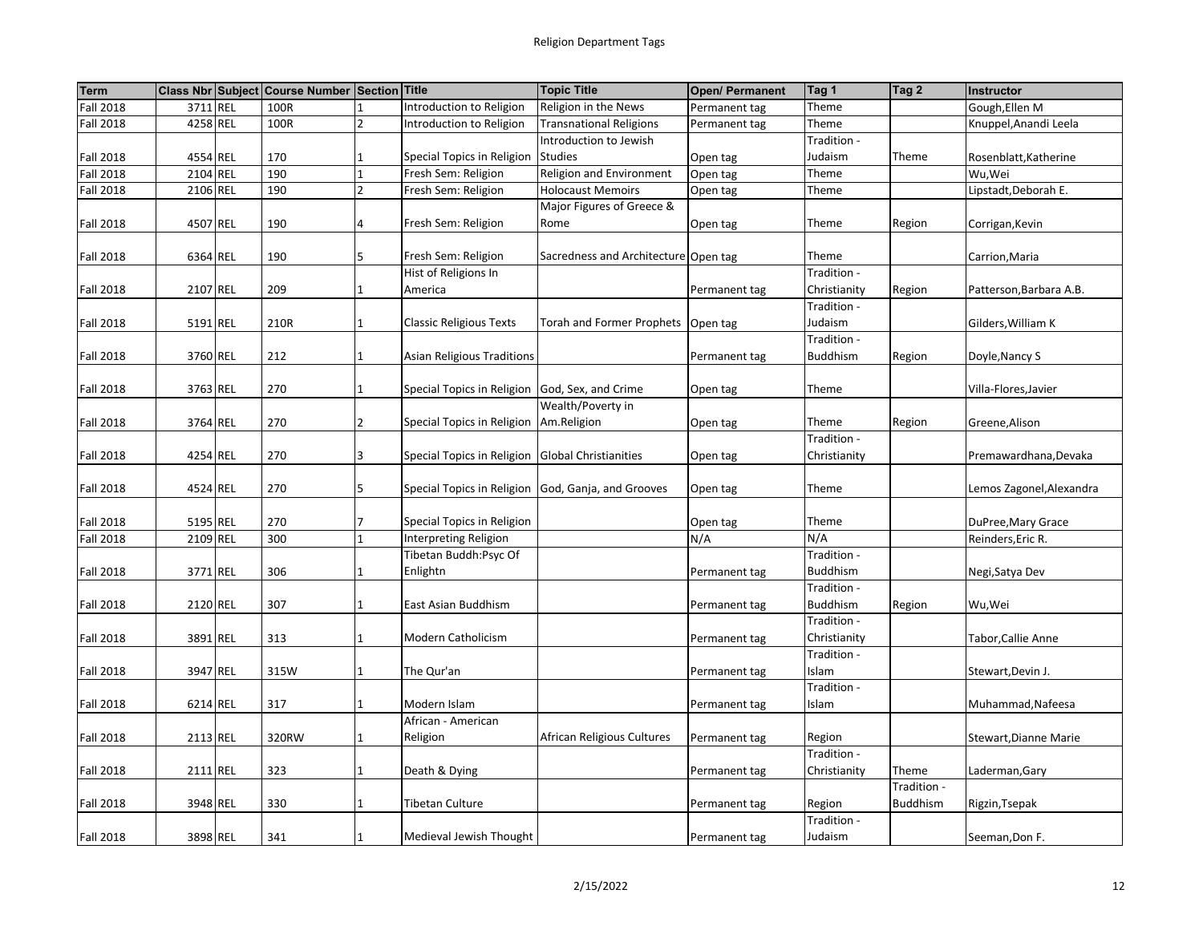# Religion Department Tags

| Term | Class Nbr | Subject | Course Number | Section | Title | Topic Title | Open/ Permanent | Tag 1 | Tag 2 | Instructor |
|---|---|---|---|---|---|---|---|---|---|---|
| Fall 2018 | 3711 | REL | 100R | 1 | Introduction to Religion | Religion in the News | Permanent tag | Theme | | Gough,Ellen M |
| Fall 2018 | 4258 | REL | 100R | 2 | Introduction to Religion | Transnational Religions | Permanent tag | Theme | | Knuppel,Anandi Leela |
| Fall 2018 | 4554 | REL | 170 | 1 | Special Topics in Religion | Introduction to Jewish Studies | Open tag | Tradition - Judaism | Theme | Rosenblatt,Katherine |
| Fall 2018 | 2104 | REL | 190 | 1 | Fresh Sem: Religion | Religion and Environment | Open tag | Theme | | Wu,Wei |
| Fall 2018 | 2106 | REL | 190 | 2 | Fresh Sem: Religion | Holocaust Memoirs | Open tag | Theme | | Lipstadt,Deborah E. |
| Fall 2018 | 4507 | REL | 190 | 4 | Fresh Sem: Religion | Major Figures of Greece & Rome | Open tag | Theme | Region | Corrigan,Kevin |
| Fall 2018 | 6364 | REL | 190 | 5 | Fresh Sem: Religion | Sacredness and Architecture | Open tag | Theme | | Carrion,Maria |
| Fall 2018 | 2107 | REL | 209 | 1 | Hist of Religions In America | | Permanent tag | Tradition - Christianity | Region | Patterson,Barbara A.B. |
| Fall 2018 | 5191 | REL | 210R | 1 | Classic Religious Texts | Torah and Former Prophets | Open tag | Tradition - Judaism | | Gilders,William K |
| Fall 2018 | 3760 | REL | 212 | 1 | Asian Religious Traditions | | Permanent tag | Tradition - Buddhism | Region | Doyle,Nancy S |
| Fall 2018 | 3763 | REL | 270 | 1 | Special Topics in Religion | God, Sex, and Crime | Open tag | Theme | | Villa-Flores,Javier |
| Fall 2018 | 3764 | REL | 270 | 2 | Special Topics in Religion | Wealth/Poverty in Am.Religion | Open tag | Theme | Region | Greene,Alison |
| Fall 2018 | 4254 | REL | 270 | 3 | Special Topics in Religion | Global Christianities | Open tag | Tradition - Christianity | | Premawardhana,Devaka |
| Fall 2018 | 4524 | REL | 270 | 5 | Special Topics in Religion | God, Ganja, and Grooves | Open tag | Theme | | Lemos Zagonel,Alexandra |
| Fall 2018 | 5195 | REL | 270 | 7 | Special Topics in Religion | | Open tag | Theme | | DuPree,Mary Grace |
| Fall 2018 | 2109 | REL | 300 | 1 | Interpreting Religion | | N/A | N/A | | Reinders,Eric R. |
| Fall 2018 | 3771 | REL | 306 | 1 | Tibetan Buddh:Psyc Of Enlightn | | Permanent tag | Tradition - Buddhism | | Negi,Satya Dev |
| Fall 2018 | 2120 | REL | 307 | 1 | East Asian Buddhism | | Permanent tag | Tradition - Buddhism | Region | Wu,Wei |
| Fall 2018 | 3891 | REL | 313 | 1 | Modern Catholicism | | Permanent tag | Tradition - Christianity | | Tabor,Callie Anne |
| Fall 2018 | 3947 | REL | 315W | 1 | The Qur'an | | Permanent tag | Tradition - Islam | | Stewart,Devin J. |
| Fall 2018 | 6214 | REL | 317 | 1 | Modern Islam | | Permanent tag | Tradition - Islam | | Muhammad,Nafeesa |
| Fall 2018 | 2113 | REL | 320RW | 1 | African - American Religion | African Religious Cultures | Permanent tag | Region | | Stewart,Dianne Marie |
| Fall 2018 | 2111 | REL | 323 | 1 | Death & Dying | | Permanent tag | Tradition - Christianity | Theme | Laderman,Gary |
| Fall 2018 | 3948 | REL | 330 | 1 | Tibetan Culture | | Permanent tag | Region | Tradition - Buddhism | Rigzin,Tsepak |
| Fall 2018 | 3898 | REL | 341 | 1 | Medieval Jewish Thought | | Permanent tag | Tradition - Judaism | | Seeman,Don F. |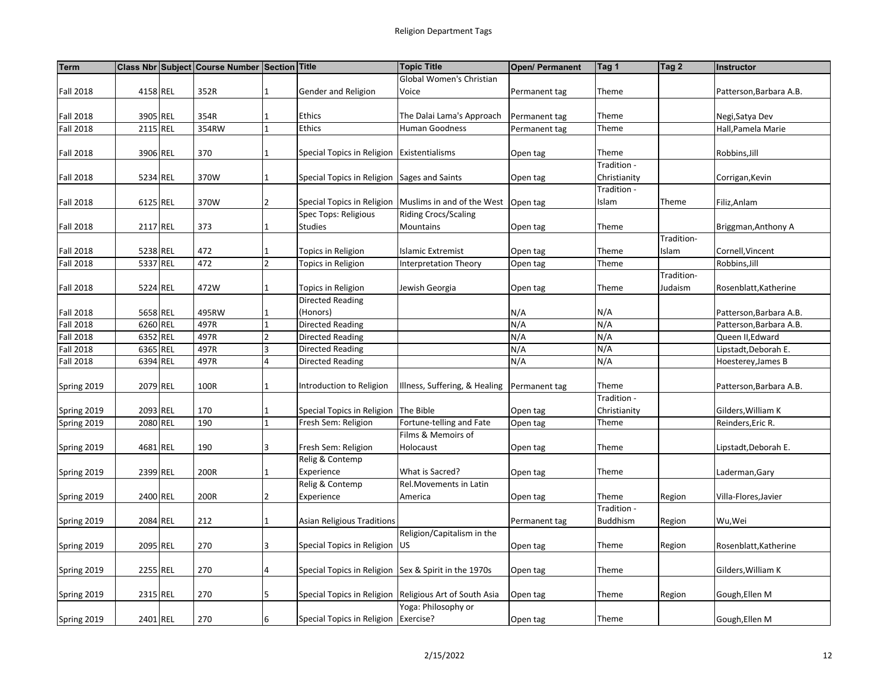# Religion Department Tags

| Term | Class Nbr | Subject | Course Number | Section | Title | Topic Title | Open/ Permanent | Tag 1 | Tag 2 | Instructor |
|---|---|---|---|---|---|---|---|---|---|---|
| Fall 2018 | 4158 | REL | 352R | 1 | Gender and Religion | Global Women's Christian Voice | Permanent tag | Theme | | Patterson,Barbara A.B. |
| Fall 2018 | 3905 | REL | 354R | 1 | Ethics | The Dalai Lama's Approach | Permanent tag | Theme | | Negi,Satya Dev |
| Fall 2018 | 2115 | REL | 354RW | 1 | Ethics | Human Goodness | Permanent tag | Theme | | Hall,Pamela Marie |
| Fall 2018 | 3906 | REL | 370 | 1 | Special Topics in Religion | Existentialisms | Open tag | Theme | | Robbins,Jill |
| Fall 2018 | 5234 | REL | 370W | 1 | Special Topics in Religion | Sages and Saints | Open tag | Tradition - Christianity | | Corrigan,Kevin |
| Fall 2018 | 6125 | REL | 370W | 2 | Special Topics in Religion | Muslims in and of the West | Open tag | Tradition - Islam | Theme | Filiz,Anlam |
| Fall 2018 | 2117 | REL | 373 | 1 | Spec Tops: Religious Studies | Riding Crocs/Scaling Mountains | Open tag | Theme | | Briggman,Anthony A |
| Fall 2018 | 5238 | REL | 472 | 1 | Topics in Religion | Islamic Extremist | Open tag | Theme | Tradition- Islam | Cornell,Vincent |
| Fall 2018 | 5337 | REL | 472 | 2 | Topics in Religion | Interpretation Theory | Open tag | Theme | | Robbins,Jill |
| Fall 2018 | 5224 | REL | 472W | 1 | Topics in Religion | Jewish Georgia | Open tag | Theme | Tradition- Judaism | Rosenblatt,Katherine |
| Fall 2018 | 5658 | REL | 495RW | 1 | Directed Reading (Honors) | | N/A | N/A | | Patterson,Barbara A.B. |
| Fall 2018 | 6260 | REL | 497R | 1 | Directed Reading | | N/A | N/A | | Patterson,Barbara A.B. |
| Fall 2018 | 6352 | REL | 497R | 2 | Directed Reading | | N/A | N/A | | Queen II,Edward |
| Fall 2018 | 6365 | REL | 497R | 3 | Directed Reading | | N/A | N/A | | Lipstadt,Deborah E. |
| Fall 2018 | 6394 | REL | 497R | 4 | Directed Reading | | N/A | N/A | | Hoesterey,James B |
| Spring 2019 | 2079 | REL | 100R | 1 | Introduction to Religion | Illness, Suffering, & Healing | Permanent tag | Theme | | Patterson,Barbara A.B. |
| Spring 2019 | 2093 | REL | 170 | 1 | Special Topics in Religion | The Bible | Open tag | Tradition - Christianity | | Gilders,William K |
| Spring 2019 | 2080 | REL | 190 | 1 | Fresh Sem: Religion | Fortune-telling and Fate | Open tag | Theme | | Reinders,Eric R. |
| Spring 2019 | 4681 | REL | 190 | 3 | Fresh Sem: Religion | Films & Memoirs of Holocaust | Open tag | Theme | | Lipstadt,Deborah E. |
| Spring 2019 | 2399 | REL | 200R | 1 | Relig & Contemp Experience | What is Sacred? | Open tag | Theme | | Laderman,Gary |
| Spring 2019 | 2400 | REL | 200R | 2 | Relig & Contemp Experience | Rel.Movements in Latin America | Open tag | Theme | Region | Villa-Flores,Javier |
| Spring 2019 | 2084 | REL | 212 | 1 | Asian Religious Traditions | | Permanent tag | Tradition - Buddhism | Region | Wu,Wei |
| Spring 2019 | 2095 | REL | 270 | 3 | Special Topics in Religion | Religion/Capitalism in the US | Open tag | Theme | Region | Rosenblatt,Katherine |
| Spring 2019 | 2255 | REL | 270 | 4 | Special Topics in Religion | Sex & Spirit in the 1970s | Open tag | Theme | | Gilders,William K |
| Spring 2019 | 2315 | REL | 270 | 5 | Special Topics in Religion | Religious Art of South Asia | Open tag | Theme | Region | Gough,Ellen M |
| Spring 2019 | 2401 | REL | 270 | 6 | Special Topics in Religion | Yoga: Philosophy or Exercise? | Open tag | Theme | | Gough,Ellen M |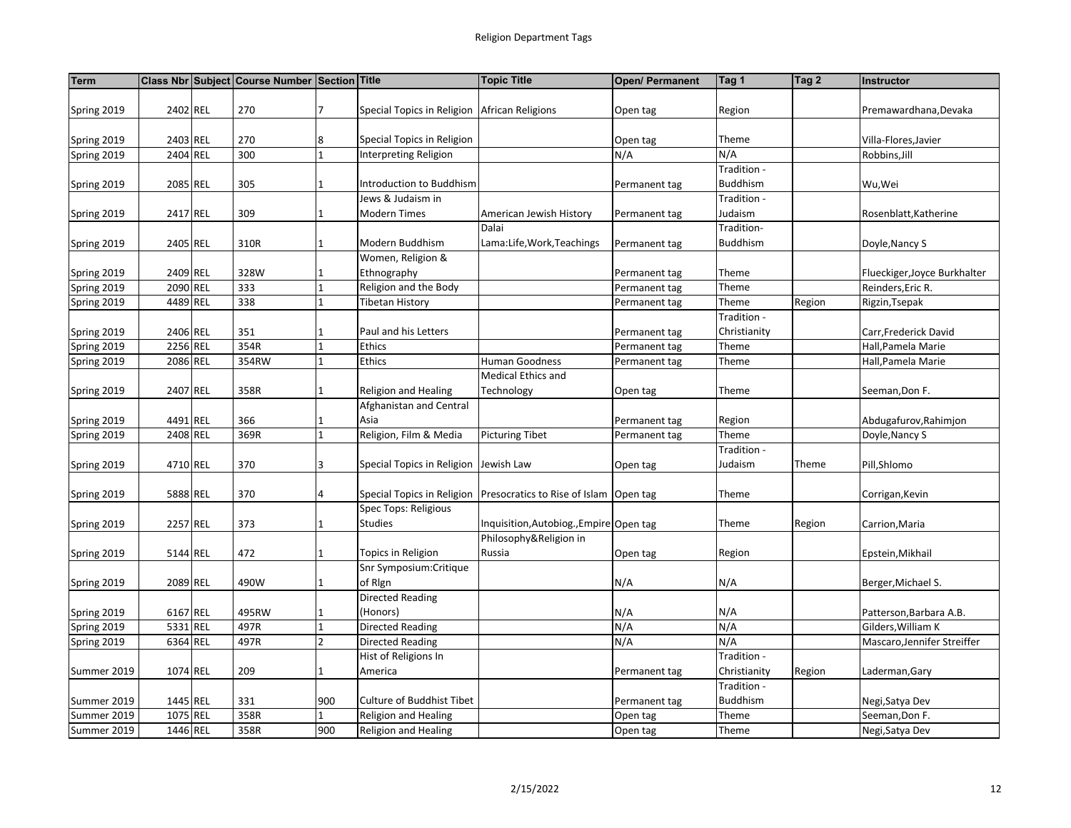# Religion Department Tags

| Term | Class Nbr | Subject | Course Number | Section | Title | Topic Title | Open/ Permanent | Tag 1 | Tag 2 | Instructor |
|---|---|---|---|---|---|---|---|---|---|---|
| Spring 2019 | 2402 | REL | 270 | 7 | Special Topics in Religion | African Religions | Open tag | Region | | Premawardhana,Devaka |
| Spring 2019 | 2403 | REL | 270 | 8 | Special Topics in Religion | | Open tag | Theme | | Villa-Flores,Javier |
| Spring 2019 | 2404 | REL | 300 | 1 | Interpreting Religion | | N/A | N/A | | Robbins,Jill |
| Spring 2019 | 2085 | REL | 305 | 1 | Introduction to Buddhism | | Permanent tag | Tradition - Buddhism | | Wu,Wei |
| Spring 2019 | 2417 | REL | 309 | 1 | Jews & Judaism in Modern Times | American Jewish History | Permanent tag | Tradition - Judaism | | Rosenblatt,Katherine |
| Spring 2019 | 2405 | REL | 310R | 1 | Modern Buddhism | Dalai Lama:Life,Work,Teachings | Permanent tag | Tradition- Buddhism | | Doyle,Nancy S |
| Spring 2019 | 2409 | REL | 328W | 1 | Women, Religion & Ethnography | | Permanent tag | Theme | | Flueckiger,Joyce Burkhalter |
| Spring 2019 | 2090 | REL | 333 | 1 | Religion and the Body | | Permanent tag | Theme | | Reinders,Eric R. |
| Spring 2019 | 4489 | REL | 338 | 1 | Tibetan History | | Permanent tag | Theme | Region | Rigzin,Tsepak |
| Spring 2019 | 2406 | REL | 351 | 1 | Paul and his Letters | | Permanent tag | Tradition - Christianity | | Carr,Frederick David |
| Spring 2019 | 2256 | REL | 354R | 1 | Ethics | | Permanent tag | Theme | | Hall,Pamela Marie |
| Spring 2019 | 2086 | REL | 354RW | 1 | Ethics | Human Goodness | Permanent tag | Theme | | Hall,Pamela Marie |
| Spring 2019 | 2407 | REL | 358R | 1 | Religion and Healing | Medical Ethics and Technology | Open tag | Theme | | Seeman,Don F. |
| Spring 2019 | 4491 | REL | 366 | 1 | Afghanistan and Central Asia | | Permanent tag | Region | | Abdugafurov,Rahimjon |
| Spring 2019 | 2408 | REL | 369R | 1 | Religion, Film & Media | Picturing Tibet | Permanent tag | Theme | | Doyle,Nancy S |
| Spring 2019 | 4710 | REL | 370 | 3 | Special Topics in Religion | Jewish Law | Open tag | Tradition - Judaism | Theme | Pill,Shlomo |
| Spring 2019 | 5888 | REL | 370 | 4 | Special Topics in Religion | Presocratics to Rise of Islam | Open tag | Theme | | Corrigan,Kevin |
| Spring 2019 | 2257 | REL | 373 | 1 | Spec Tops: Religious Studies | Inquisition,Autobiog.,Empire | Open tag | Theme | Region | Carrion,Maria |
| Spring 2019 | 5144 | REL | 472 | 1 | Topics in Religion | Philosophy&Religion in Russia | Open tag | Region | | Epstein,Mikhail |
| Spring 2019 | 2089 | REL | 490W | 1 | Snr Symposium:Critique of Rlgn | | N/A | N/A | | Berger,Michael S. |
| Spring 2019 | 6167 | REL | 495RW | 1 | Directed Reading (Honors) | | N/A | N/A | | Patterson,Barbara A.B. |
| Spring 2019 | 5331 | REL | 497R | 1 | Directed Reading | | N/A | N/A | | Gilders,William K |
| Spring 2019 | 6364 | REL | 497R | 2 | Directed Reading | | N/A | N/A | | Mascaro,Jennifer Streiffer |
| Summer 2019 | 1074 | REL | 209 | 1 | Hist of Religions In America | | Permanent tag | Tradition - Christianity | Region | Laderman,Gary |
| Summer 2019 | 1445 | REL | 331 | 900 | Culture of Buddhist Tibet | | Permanent tag | Tradition - Buddhism | | Negi,Satya Dev |
| Summer 2019 | 1075 | REL | 358R | 1 | Religion and Healing | | Open tag | Theme | | Seeman,Don F. |
| Summer 2019 | 1446 | REL | 358R | 900 | Religion and Healing | | Open tag | Theme | | Negi,Satya Dev |

2/15/2022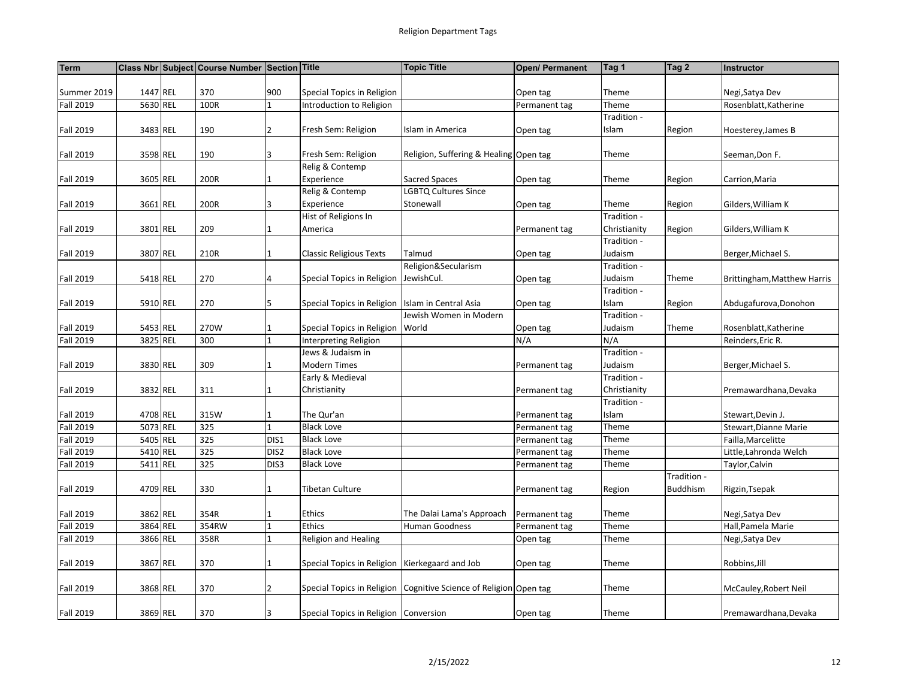# Religion Department Tags

| Term | Class Nbr | Subject | Course Number | Section | Title | Topic Title | Open/ Permanent | Tag 1 | Tag 2 | Instructor |
|---|---|---|---|---|---|---|---|---|---|---|
| Summer 2019 | 1447 | REL | 370 | 900 | Special Topics in Religion | | Open tag | Theme | | Negi,Satya Dev |
| Fall 2019 | 5630 | REL | 100R | 1 | Introduction to Religion | | Permanent tag | Theme | | Rosenblatt,Katherine |
| Fall 2019 | 3483 | REL | 190 | 2 | Fresh Sem: Religion | Islam in America | Open tag | Tradition - Islam | Region | Hoesterey,James B |
| Fall 2019 | 3598 | REL | 190 | 3 | Fresh Sem: Religion | Religion, Suffering & Healing | Open tag | Theme | | Seeman,Don F. |
| Fall 2019 | 3605 | REL | 200R | 1 | Relig & Contemp Experience | Sacred Spaces | Open tag | Theme | Region | Carrion,Maria |
| Fall 2019 | 3661 | REL | 200R | 3 | Relig & Contemp Experience | LGBTQ Cultures Since Stonewall | Open tag | Theme | Region | Gilders,William K |
| Fall 2019 | 3801 | REL | 209 | 1 | Hist of Religions In America | | Permanent tag | Tradition - Christianity | Region | Gilders,William K |
| Fall 2019 | 3807 | REL | 210R | 1 | Classic Religious Texts | Talmud | Open tag | Tradition - Judaism | | Berger,Michael S. |
| Fall 2019 | 5418 | REL | 270 | 4 | Special Topics in Religion | Religion&Secularism JewishCul. | Open tag | Tradition - Judaism | Theme | Brittingham,Matthew Harris |
| Fall 2019 | 5910 | REL | 270 | 5 | Special Topics in Religion | Islam in Central Asia | Open tag | Tradition - Islam | Region | Abdugafurova,Donohon |
| Fall 2019 | 5453 | REL | 270W | 1 | Special Topics in Religion | Jewish Women in Modern World | Open tag | Tradition - Judaism | Theme | Rosenblatt,Katherine |
| Fall 2019 | 3825 | REL | 300 | 1 | Interpreting Religion | | N/A | N/A | | Reinders,Eric R. |
| Fall 2019 | 3830 | REL | 309 | 1 | Jews & Judaism in Modern Times | | Permanent tag | Tradition - Judaism | | Berger,Michael S. |
| Fall 2019 | 3832 | REL | 311 | 1 | Early & Medieval Christianity | | Permanent tag | Tradition - Christianity | | Premawardhana,Devaka |
| Fall 2019 | 4708 | REL | 315W | 1 | The Qur'an | | Permanent tag | Tradition - Islam | | Stewart,Devin J. |
| Fall 2019 | 5073 | REL | 325 | 1 | Black Love | | Permanent tag | Theme | | Stewart,Dianne Marie |
| Fall 2019 | 5405 | REL | 325 | DIS1 | Black Love | | Permanent tag | Theme | | Failla,Marcelitte |
| Fall 2019 | 5410 | REL | 325 | DIS2 | Black Love | | Permanent tag | Theme | | Little,Lahronda Welch |
| Fall 2019 | 5411 | REL | 325 | DIS3 | Black Love | | Permanent tag | Theme | | Taylor,Calvin |
| Fall 2019 | 4709 | REL | 330 | 1 | Tibetan Culture | | Permanent tag | Region | Tradition - Buddhism | Rigzin,Tsepak |
| Fall 2019 | 3862 | REL | 354R | 1 | Ethics | The Dalai Lama's Approach | Permanent tag | Theme | | Negi,Satya Dev |
| Fall 2019 | 3864 | REL | 354RW | 1 | Ethics | Human Goodness | Permanent tag | Theme | | Hall,Pamela Marie |
| Fall 2019 | 3866 | REL | 358R | 1 | Religion and Healing | | Open tag | Theme | | Negi,Satya Dev |
| Fall 2019 | 3867 | REL | 370 | 1 | Special Topics in Religion | Kierkegaard and Job | Open tag | Theme | | Robbins,Jill |
| Fall 2019 | 3868 | REL | 370 | 2 | Special Topics in Religion | Cognitive Science of Religion | Open tag | Theme | | McCauley,Robert Neil |
| Fall 2019 | 3869 | REL | 370 | 3 | Special Topics in Religion | Conversion | Open tag | Theme | | Premawardhana,Devaka |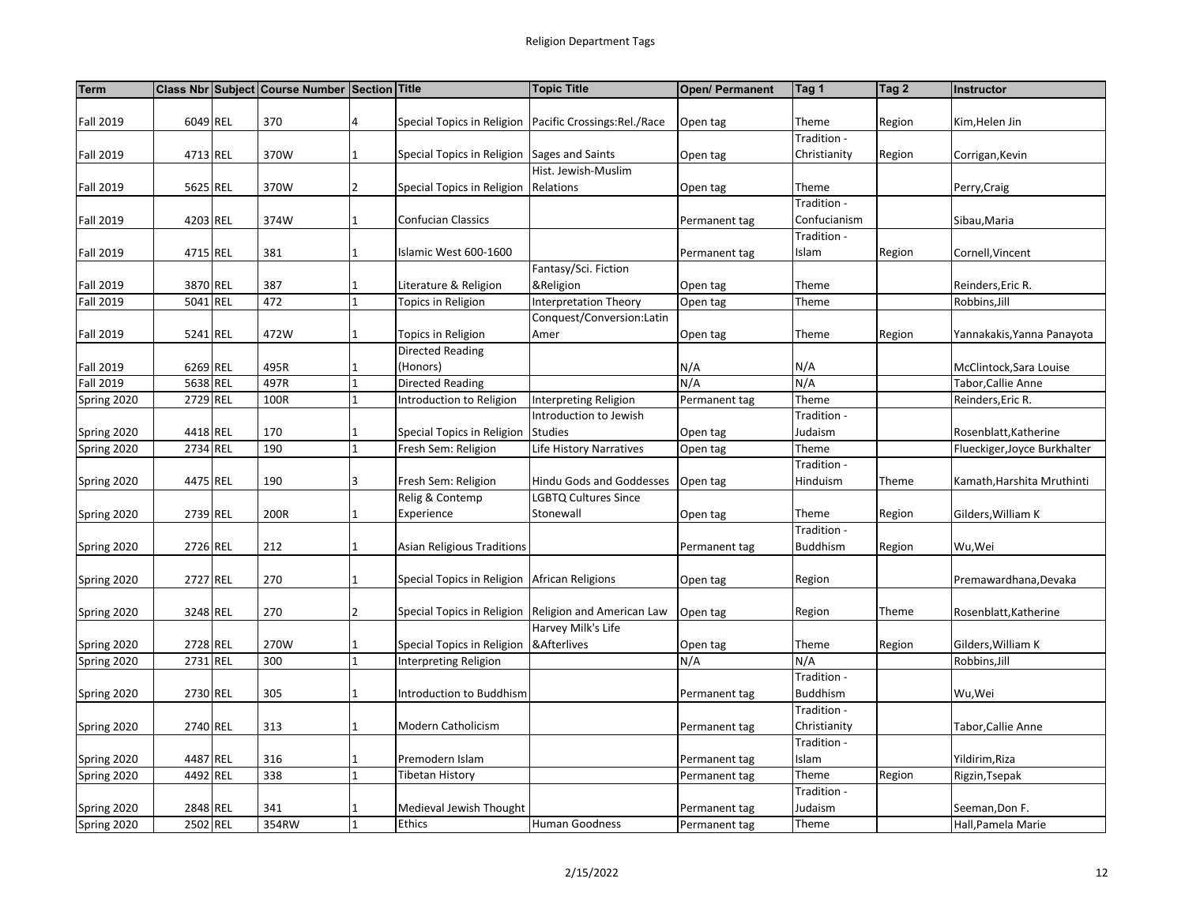# Religion Department Tags

| Term | Class Nbr | Subject | Course Number | Section | Title | Topic Title | Open/ Permanent | Tag 1 | Tag 2 | Instructor |
|---|---|---|---|---|---|---|---|---|---|---|
| Fall 2019 | 6049 | REL | 370 | 4 | Special Topics in Religion | Pacific Crossings:Rel./Race | Open tag | Theme | Region | Kim,Helen Jin |
| Fall 2019 | 4713 | REL | 370W | 1 | Special Topics in Religion | Sages and Saints | Open tag | Tradition - Christianity | Region | Corrigan,Kevin |
| Fall 2019 | 5625 | REL | 370W | 2 | Special Topics in Religion | Hist. Jewish-Muslim Relations | Open tag | Theme | | Perry,Craig |
| Fall 2019 | 4203 | REL | 374W | 1 | Confucian Classics | | Permanent tag | Tradition - Confucianism | | Sibau,Maria |
| Fall 2019 | 4715 | REL | 381 | 1 | Islamic West 600-1600 | | Permanent tag | Tradition - Islam | Region | Cornell,Vincent |
| Fall 2019 | 3870 | REL | 387 | 1 | Literature & Religion | Fantasy/Sci. Fiction &Religion | Open tag | Theme | | Reinders,Eric R. |
| Fall 2019 | 5041 | REL | 472 | 1 | Topics in Religion | Interpretation Theory | Open tag | Theme | | Robbins,Jill |
| Fall 2019 | 5241 | REL | 472W | 1 | Topics in Religion | Conquest/Conversion:Latin Amer | Open tag | Theme | Region | Yannakakis,Yanna Panayota |
| Fall 2019 | 6269 | REL | 495R | 1 | Directed Reading (Honors) | | N/A | N/A | | McClintock,Sara Louise |
| Fall 2019 | 5638 | REL | 497R | 1 | Directed Reading | | N/A | N/A | | Tabor,Callie Anne |
| Spring 2020 | 2729 | REL | 100R | 1 | Introduction to Religion | Interpreting Religion | Permanent tag | Theme | | Reinders,Eric R. |
| Spring 2020 | 4418 | REL | 170 | 1 | Special Topics in Religion | Introduction to Jewish Studies | Open tag | Tradition - Judaism | | Rosenblatt,Katherine |
| Spring 2020 | 2734 | REL | 190 | 1 | Fresh Sem: Religion | Life History Narratives | Open tag | Theme | | Flueckiger,Joyce Burkhalter |
| Spring 2020 | 4475 | REL | 190 | 3 | Fresh Sem: Religion | Hindu Gods and Goddesses | Open tag | Tradition - Hinduism | Theme | Kamath,Harshita Mruthinti |
| Spring 2020 | 2739 | REL | 200R | 1 | Relig & Contemp Experience | LGBTQ Cultures Since Stonewall | Open tag | Theme | Region | Gilders,William K |
| Spring 2020 | 2726 | REL | 212 | 1 | Asian Religious Traditions | | Permanent tag | Tradition - Buddhism | Region | Wu,Wei |
| Spring 2020 | 2727 | REL | 270 | 1 | Special Topics in Religion | African Religions | Open tag | Region | | Premawardhana,Devaka |
| Spring 2020 | 3248 | REL | 270 | 2 | Special Topics in Religion | Religion and American Law | Open tag | Region | Theme | Rosenblatt,Katherine |
| Spring 2020 | 2728 | REL | 270W | 1 | Special Topics in Religion | Harvey Milk's Life &Afterlives | Open tag | Theme | Region | Gilders,William K |
| Spring 2020 | 2731 | REL | 300 | 1 | Interpreting Religion | | N/A | N/A | | Robbins,Jill |
| Spring 2020 | 2730 | REL | 305 | 1 | Introduction to Buddhism | | Permanent tag | Tradition - Buddhism | | Wu,Wei |
| Spring 2020 | 2740 | REL | 313 | 1 | Modern Catholicism | | Permanent tag | Tradition - Christianity | | Tabor,Callie Anne |
| Spring 2020 | 4487 | REL | 316 | 1 | Premodern Islam | | Permanent tag | Tradition - Islam | | Yildirim,Riza |
| Spring 2020 | 4492 | REL | 338 | 1 | Tibetan History | | Permanent tag | Theme | Region | Rigzin,Tsepak |
| Spring 2020 | 2848 | REL | 341 | 1 | Medieval Jewish Thought | | Permanent tag | Tradition - Judaism | | Seeman,Don F. |
| Spring 2020 | 2502 | REL | 354RW | 1 | Ethics | Human Goodness | Permanent tag | Theme | | Hall,Pamela Marie |

2/15/2022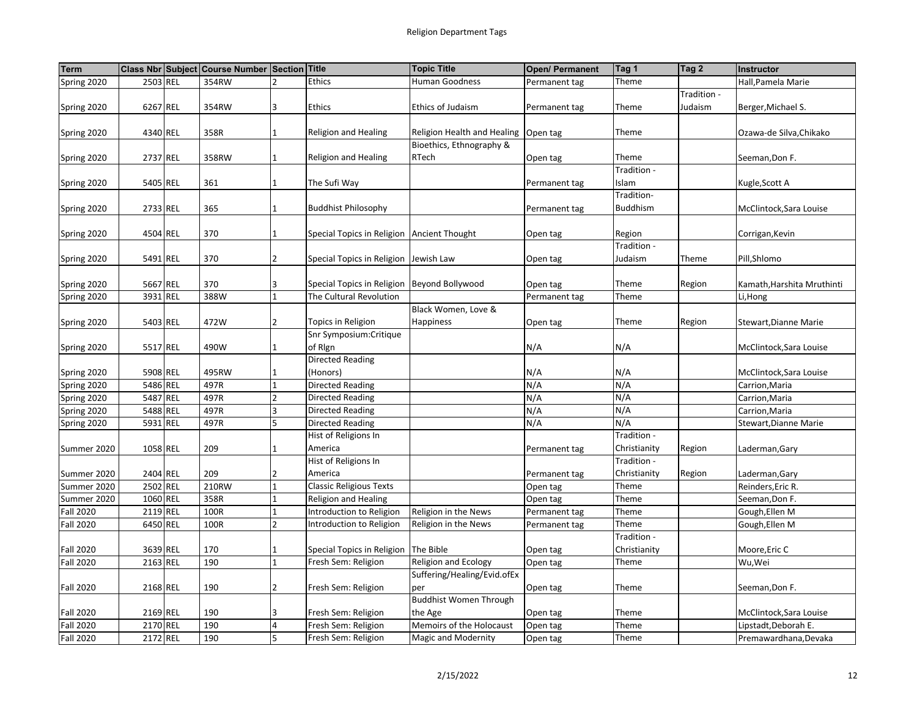## Religion Department Tags

| Term | Class Nbr | Subject | Course Number | Section | Title | Topic Title | Open/ Permanent | Tag 1 | Tag 2 | Instructor |
|---|---|---|---|---|---|---|---|---|---|---|
| Spring 2020 | 2503 | REL | 354RW | 2 | Ethics | Human Goodness | Permanent tag | Theme | | Hall,Pamela Marie |
| Spring 2020 | 6267 | REL | 354RW | 3 | Ethics | Ethics of Judaism | Permanent tag | Theme | Tradition - Judaism | Berger,Michael S. |
| Spring 2020 | 4340 | REL | 358R | 1 | Religion and Healing | Religion Health and Healing | Open tag | Theme | | Ozawa-de Silva,Chikako |
| Spring 2020 | 2737 | REL | 358RW | 1 | Religion and Healing | Bioethics, Ethnography & RTech | Open tag | Theme | | Seeman,Don F. |
| Spring 2020 | 5405 | REL | 361 | 1 | The Sufi Way | | Permanent tag | Tradition - Islam | | Kugle,Scott A |
| Spring 2020 | 2733 | REL | 365 | 1 | Buddhist Philosophy | | Permanent tag | Tradition- Buddhism | | McClintock,Sara Louise |
| Spring 2020 | 4504 | REL | 370 | 1 | Special Topics in Religion | Ancient Thought | Open tag | Region | | Corrigan,Kevin |
| Spring 2020 | 5491 | REL | 370 | 2 | Special Topics in Religion | Jewish Law | Open tag | Tradition - Judaism | Theme | Pill,Shlomo |
| Spring 2020 | 5667 | REL | 370 | 3 | Special Topics in Religion | Beyond Bollywood | Open tag | Theme | Region | Kamath,Harshita Mruthinti |
| Spring 2020 | 3931 | REL | 388W | 1 | The Cultural Revolution | | Permanent tag | Theme | | Li,Hong |
| Spring 2020 | 5403 | REL | 472W | 2 | Topics in Religion | Black Women, Love & Happiness | Open tag | Theme | Region | Stewart,Dianne Marie |
| Spring 2020 | 5517 | REL | 490W | 1 | Snr Symposium:Critique of Rlgn | | N/A | N/A | | McClintock,Sara Louise |
| Spring 2020 | 5908 | REL | 495RW | 1 | Directed Reading (Honors) | | N/A | N/A | | McClintock,Sara Louise |
| Spring 2020 | 5486 | REL | 497R | 1 | Directed Reading | | N/A | N/A | | Carrion,Maria |
| Spring 2020 | 5487 | REL | 497R | 2 | Directed Reading | | N/A | N/A | | Carrion,Maria |
| Spring 2020 | 5488 | REL | 497R | 3 | Directed Reading | | N/A | N/A | | Carrion,Maria |
| Spring 2020 | 5931 | REL | 497R | 5 | Directed Reading | | N/A | N/A | | Stewart,Dianne Marie |
| Summer 2020 | 1058 | REL | 209 | 1 | Hist of Religions In America | | Permanent tag | Tradition - Christianity | Region | Laderman,Gary |
| Summer 2020 | 2404 | REL | 209 | 2 | Hist of Religions In America | | Permanent tag | Tradition - Christianity | Region | Laderman,Gary |
| Summer 2020 | 2502 | REL | 210RW | 1 | Classic Religious Texts | | Open tag | Theme | | Reinders,Eric R. |
| Summer 2020 | 1060 | REL | 358R | 1 | Religion and Healing | | Open tag | Theme | | Seeman,Don F. |
| Fall 2020 | 2119 | REL | 100R | 1 | Introduction to Religion | Religion in the News | Permanent tag | Theme | | Gough,Ellen M |
| Fall 2020 | 6450 | REL | 100R | 2 | Introduction to Religion | Religion in the News | Permanent tag | Theme | | Gough,Ellen M |
| Fall 2020 | 3639 | REL | 170 | 1 | Special Topics in Religion | The Bible | Open tag | Tradition - Christianity | | Moore,Eric C |
| Fall 2020 | 2163 | REL | 190 | 1 | Fresh Sem: Religion | Religion and Ecology | Open tag | Theme | | Wu,Wei |
| Fall 2020 | 2168 | REL | 190 | 2 | Fresh Sem: Religion | Suffering/Healing/Evid.ofExper | Open tag | Theme | | Seeman,Don F. |
| Fall 2020 | 2169 | REL | 190 | 3 | Fresh Sem: Religion | Buddhist Women Through the Age | Open tag | Theme | | McClintock,Sara Louise |
| Fall 2020 | 2170 | REL | 190 | 4 | Fresh Sem: Religion | Memoirs of the Holocaust | Open tag | Theme | | Lipstadt,Deborah E. |
| Fall 2020 | 2172 | REL | 190 | 5 | Fresh Sem: Religion | Magic and Modernity | Open tag | Theme | | Premawardhana,Devaka |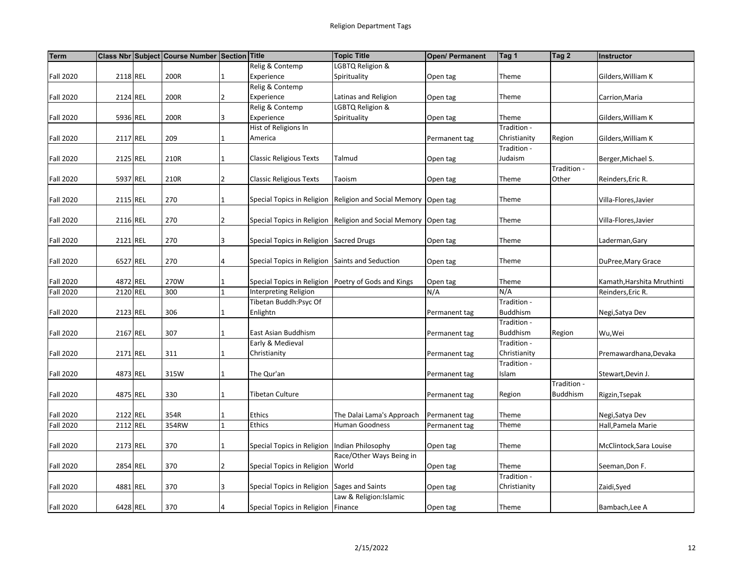# Religion Department Tags

| Term | Class Nbr | Subject | Course Number | Section | Title | Topic Title | Open/ Permanent | Tag 1 | Tag 2 | Instructor |
|---|---|---|---|---|---|---|---|---|---|---|
| Fall 2020 | 2118 | REL | 200R | 1 | Relig & Contemp Experience | LGBTQ Religion & Spirituality | Open tag | Theme | | Gilders,William K |
| Fall 2020 | 2124 | REL | 200R | 2 | Relig & Contemp Experience | Latinas and Religion | Open tag | Theme | | Carrion,Maria |
| Fall 2020 | 5936 | REL | 200R | 3 | Relig & Contemp Experience | LGBTQ Religion & Spirituality | Open tag | Theme | | Gilders,William K |
| Fall 2020 | 2117 | REL | 209 | 1 | Hist of Religions In America | | Permanent tag | Tradition - Christianity | Region | Gilders,William K |
| Fall 2020 | 2125 | REL | 210R | 1 | Classic Religious Texts | Talmud | Open tag | Tradition - Judaism | | Berger,Michael S. |
| Fall 2020 | 5937 | REL | 210R | 2 | Classic Religious Texts | Taoism | Open tag | Theme | Tradition - Other | Reinders,Eric R. |
| Fall 2020 | 2115 | REL | 270 | 1 | Special Topics in Religion | Religion and Social Memory | Open tag | Theme | | Villa-Flores,Javier |
| Fall 2020 | 2116 | REL | 270 | 2 | Special Topics in Religion | Religion and Social Memory | Open tag | Theme | | Villa-Flores,Javier |
| Fall 2020 | 2121 | REL | 270 | 3 | Special Topics in Religion | Sacred Drugs | Open tag | Theme | | Laderman,Gary |
| Fall 2020 | 6527 | REL | 270 | 4 | Special Topics in Religion | Saints and Seduction | Open tag | Theme | | DuPree,Mary Grace |
| Fall 2020 | 4872 | REL | 270W | 1 | Special Topics in Religion | Poetry of Gods and Kings | Open tag | Theme | | Kamath,Harshita Mruthinti |
| Fall 2020 | 2120 | REL | 300 | 1 | Interpreting Religion | | N/A | N/A | | Reinders,Eric R. |
| Fall 2020 | 2123 | REL | 306 | 1 | Tibetan Buddh:Psyc Of Enlightn | | Permanent tag | Tradition - Buddhism | | Negi,Satya Dev |
| Fall 2020 | 2167 | REL | 307 | 1 | East Asian Buddhism | | Permanent tag | Tradition - Buddhism | Region | Wu,Wei |
| Fall 2020 | 2171 | REL | 311 | 1 | Early & Medieval Christianity | | Permanent tag | Tradition - Christianity | | Premawardhana,Devaka |
| Fall 2020 | 4873 | REL | 315W | 1 | The Qur'an | | Permanent tag | Tradition - Islam | | Stewart,Devin J. |
| Fall 2020 | 4875 | REL | 330 | 1 | Tibetan Culture | | Permanent tag | Region | Tradition - Buddhism | Rigzin,Tsepak |
| Fall 2020 | 2122 | REL | 354R | 1 | Ethics | The Dalai Lama's Approach | Permanent tag | Theme | | Negi,Satya Dev |
| Fall 2020 | 2112 | REL | 354RW | 1 | Ethics | Human Goodness | Permanent tag | Theme | | Hall,Pamela Marie |
| Fall 2020 | 2173 | REL | 370 | 1 | Special Topics in Religion | Indian Philosophy | Open tag | Theme | | McClintock,Sara Louise |
| Fall 2020 | 2854 | REL | 370 | 2 | Special Topics in Religion | Race/Other Ways Being in World | Open tag | Theme | | Seeman,Don F. |
| Fall 2020 | 4881 | REL | 370 | 3 | Special Topics in Religion | Sages and Saints | Open tag | Tradition - Christianity | | Zaidi,Syed |
| Fall 2020 | 6428 | REL | 370 | 4 | Special Topics in Religion | Law & Religion:Islamic Finance | Open tag | Theme | | Bambach,Lee A |

2/15/2022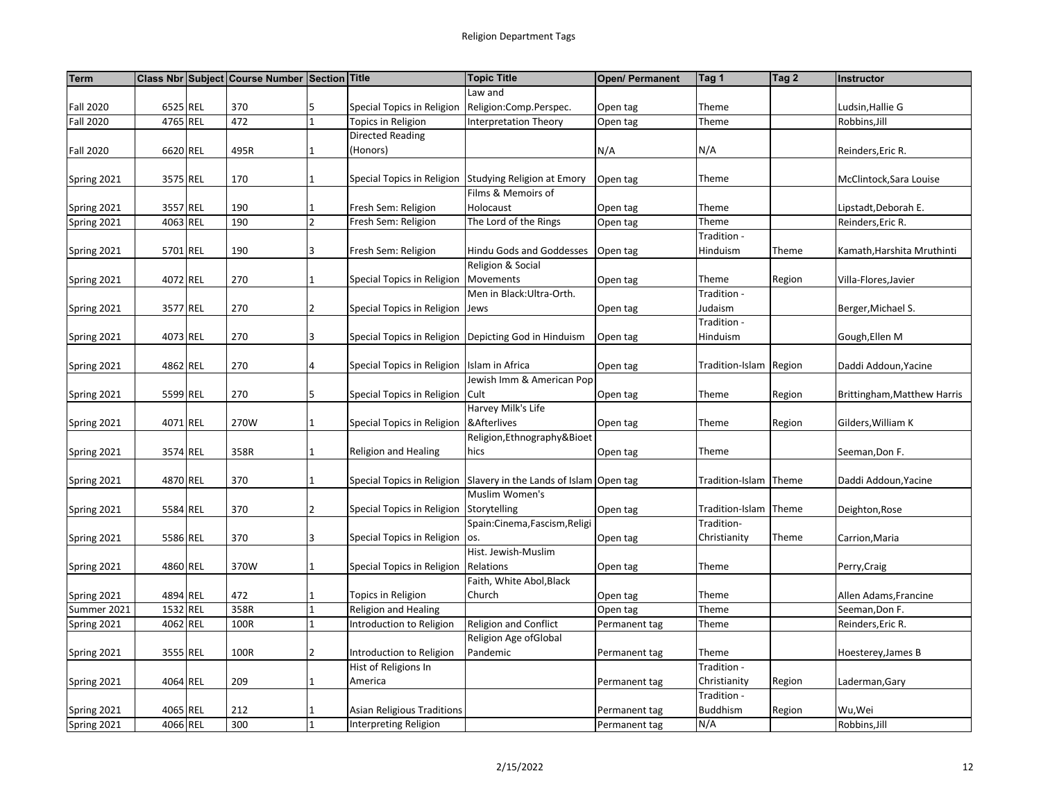# Religion Department Tags

| Term | Class Nbr | Subject | Course Number | Section | Title | Topic Title | Open/ Permanent | Tag 1 | Tag 2 | Instructor |
|---|---|---|---|---|---|---|---|---|---|---|
| Fall 2020 | 6525 | REL | 370 | 5 | Special Topics in Religion | Law and Religion:Comp.Perspec. | Open tag | Theme | | Ludsin,Hallie G |
| Fall 2020 | 4765 | REL | 472 | 1 | Topics in Religion | Interpretation Theory | Open tag | Theme | | Robbins,Jill |
| Fall 2020 | 6620 | REL | 495R | 1 | Directed Reading (Honors) | | N/A | N/A | | Reinders,Eric R. |
| Spring 2021 | 3575 | REL | 170 | 1 | Special Topics in Religion | Studying Religion at Emory | Open tag | Theme | | McClintock,Sara Louise |
| Spring 2021 | 3557 | REL | 190 | 1 | Fresh Sem: Religion | Films & Memoirs of Holocaust | Open tag | Theme | | Lipstadt,Deborah E. |
| Spring 2021 | 4063 | REL | 190 | 2 | Fresh Sem: Religion | The Lord of the Rings | Open tag | Theme | | Reinders,Eric R. |
| Spring 2021 | 5701 | REL | 190 | 3 | Fresh Sem: Religion | Hindu Gods and Goddesses | Open tag | Tradition - Hinduism | Theme | Kamath,Harshita Mruthinti |
| Spring 2021 | 4072 | REL | 270 | 1 | Special Topics in Religion | Religion & Social Movements | Open tag | Theme | Region | Villa-Flores,Javier |
| Spring 2021 | 3577 | REL | 270 | 2 | Special Topics in Religion | Men in Black:Ultra-Orth. Jews | Open tag | Tradition - Judaism | | Berger,Michael S. |
| Spring 2021 | 4073 | REL | 270 | 3 | Special Topics in Religion | Depicting God in Hinduism | Open tag | Tradition - Hinduism | | Gough,Ellen M |
| Spring 2021 | 4862 | REL | 270 | 4 | Special Topics in Religion | Islam in Africa | Open tag | Tradition-Islam | Region | Daddi Addoun,Yacine |
| Spring 2021 | 5599 | REL | 270 | 5 | Special Topics in Religion | Jewish Imm & American Pop Cult | Open tag | Theme | Region | Brittingham,Matthew Harris |
| Spring 2021 | 4071 | REL | 270W | 1 | Special Topics in Religion | Harvey Milk's Life &Afterlives | Open tag | Theme | Region | Gilders,William K |
| Spring 2021 | 3574 | REL | 358R | 1 | Religion and Healing | Religion,Ethnography&Bioethics | Open tag | Theme | | Seeman,Don F. |
| Spring 2021 | 4870 | REL | 370 | 1 | Special Topics in Religion | Slavery in the Lands of Islam | Open tag | Tradition-Islam | Theme | Daddi Addoun,Yacine |
| Spring 2021 | 5584 | REL | 370 | 2 | Special Topics in Religion | Muslim Women's Storytelling | Open tag | Tradition-Islam | Theme | Deighton,Rose |
| Spring 2021 | 5586 | REL | 370 | 3 | Special Topics in Religion | Spain:Cinema,Fascism,Religios. | Open tag | Tradition- Christianity | Theme | Carrion,Maria |
| Spring 2021 | 4860 | REL | 370W | 1 | Special Topics in Religion | Hist. Jewish-Muslim Relations | Open tag | Theme | | Perry,Craig |
| Spring 2021 | 4894 | REL | 472 | 1 | Topics in Religion | Faith, White Abol,Black Church | Open tag | Theme | | Allen Adams,Francine |
| Summer 2021 | 1532 | REL | 358R | 1 | Religion and Healing | | Open tag | Theme | | Seeman,Don F. |
| Spring 2021 | 4062 | REL | 100R | 1 | Introduction to Religion | Religion and Conflict | Permanent tag | Theme | | Reinders,Eric R. |
| Spring 2021 | 3555 | REL | 100R | 2 | Introduction to Religion | Religion Age ofGlobal Pandemic | Permanent tag | Theme | | Hoesterey,James B |
| Spring 2021 | 4064 | REL | 209 | 1 | Hist of Religions In America | | Permanent tag | Tradition - Christianity | Region | Laderman,Gary |
| Spring 2021 | 4065 | REL | 212 | 1 | Asian Religious Traditions | | Permanent tag | Tradition - Buddhism | Region | Wu,Wei |
| Spring 2021 | 4066 | REL | 300 | 1 | Interpreting Religion | | Permanent tag | N/A | | Robbins,Jill |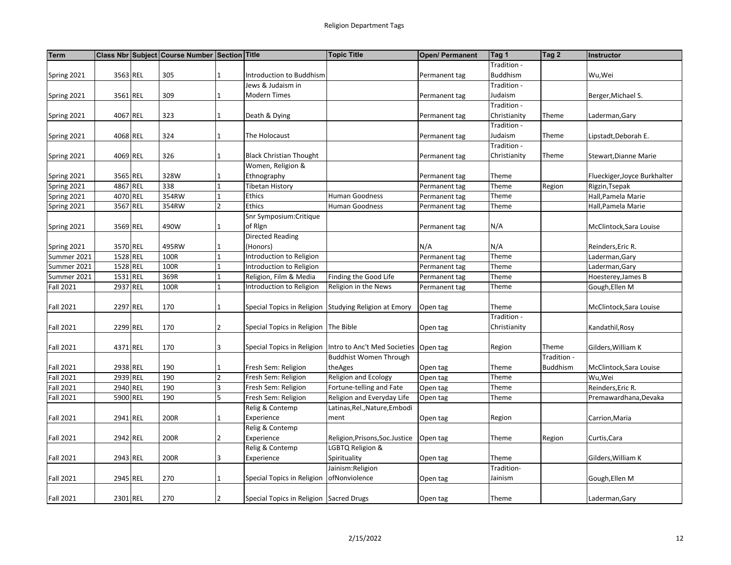Religion Department Tags

| Term | Class Nbr | Subject | Course Number | Section | Title | Topic Title | Open/ Permanent | Tag 1 | Tag 2 | Instructor |
|---|---|---|---|---|---|---|---|---|---|---|
| Spring 2021 | 3563 | REL | 305 | 1 | Introduction to Buddhism | | Permanent tag | Tradition - Buddhism | | Wu,Wei |
| Spring 2021 | 3561 | REL | 309 | 1 | Jews & Judaism in Modern Times | | Permanent tag | Tradition - Judaism | | Berger,Michael S. |
| Spring 2021 | 4067 | REL | 323 | 1 | Death & Dying | | Permanent tag | Tradition - Christianity | Theme | Laderman,Gary |
| Spring 2021 | 4068 | REL | 324 | 1 | The Holocaust | | Permanent tag | Tradition - Judaism | Theme | Lipstadt,Deborah E. |
| Spring 2021 | 4069 | REL | 326 | 1 | Black Christian Thought | | Permanent tag | Tradition - Christianity | Theme | Stewart,Dianne Marie |
| Spring 2021 | 3565 | REL | 328W | 1 | Women, Religion & Ethnography | | Permanent tag | Theme | | Flueckiger,Joyce Burkhalter |
| Spring 2021 | 4867 | REL | 338 | 1 | Tibetan History | | Permanent tag | Theme | Region | Rigzin,Tsepak |
| Spring 2021 | 4070 | REL | 354RW | 1 | Ethics | Human Goodness | Permanent tag | Theme | | Hall,Pamela Marie |
| Spring 2021 | 3567 | REL | 354RW | 2 | Ethics | Human Goodness | Permanent tag | Theme | | Hall,Pamela Marie |
| Spring 2021 | 3569 | REL | 490W | 1 | Snr Symposium:Critique of Rlgn | | Permanent tag | N/A | | McClintock,Sara Louise |
| Spring 2021 | 3570 | REL | 495RW | 1 | Directed Reading (Honors) | | N/A | N/A | | Reinders,Eric R. |
| Summer 2021 | 1528 | REL | 100R | 1 | Introduction to Religion | | Permanent tag | Theme | | Laderman,Gary |
| Summer 2021 | 1528 | REL | 100R | 1 | Introduction to Religion | | Permanent tag | Theme | | Laderman,Gary |
| Summer 2021 | 1531 | REL | 369R | 1 | Religion, Film & Media | Finding the Good Life | Permanent tag | Theme | | Hoesterey,James B |
| Fall 2021 | 2937 | REL | 100R | 1 | Introduction to Religion | Religion in the News | Permanent tag | Theme | | Gough,Ellen M |
| Fall 2021 | 2297 | REL | 170 | 1 | Special Topics in Religion | Studying Religion at Emory | Open tag | Theme | | McClintock,Sara Louise |
| Fall 2021 | 2299 | REL | 170 | 2 | Special Topics in Religion | The Bible | Open tag | Tradition - Christianity | | Kandathil,Rosy |
| Fall 2021 | 4371 | REL | 170 | 3 | Special Topics in Religion | Intro to Anc't Med Societies | Open tag | Region | Theme | Gilders,William K |
| Fall 2021 | 2938 | REL | 190 | 1 | Fresh Sem: Religion | Buddhist Women Through theAges | Open tag | Theme | Tradition - Buddhism | McClintock,Sara Louise |
| Fall 2021 | 2939 | REL | 190 | 2 | Fresh Sem: Religion | Religion and Ecology | Open tag | Theme | | Wu,Wei |
| Fall 2021 | 2940 | REL | 190 | 3 | Fresh Sem: Religion | Fortune-telling and Fate | Open tag | Theme | | Reinders,Eric R. |
| Fall 2021 | 5900 | REL | 190 | 5 | Fresh Sem: Religion | Religion and Everyday Life | Open tag | Theme | | Premawardhana,Devaka |
| Fall 2021 | 2941 | REL | 200R | 1 | Relig & Contemp Experience | Latinas,Rel.,Nature,Embodiment | Open tag | Region | | Carrion,Maria |
| Fall 2021 | 2942 | REL | 200R | 2 | Relig & Contemp Experience | Religion,Prisons,Soc.Justice | Open tag | Theme | Region | Curtis,Cara |
| Fall 2021 | 2943 | REL | 200R | 3 | Relig & Contemp Experience | LGBTQ Religion & Spirituality | Open tag | Theme | | Gilders,William K |
| Fall 2021 | 2945 | REL | 270 | 1 | Special Topics in Religion | Jainism:Religion ofNonviolence | Open tag | Tradition- Jainism | | Gough,Ellen M |
| Fall 2021 | 2301 | REL | 270 | 2 | Special Topics in Religion | Sacred Drugs | Open tag | Theme | | Laderman,Gary |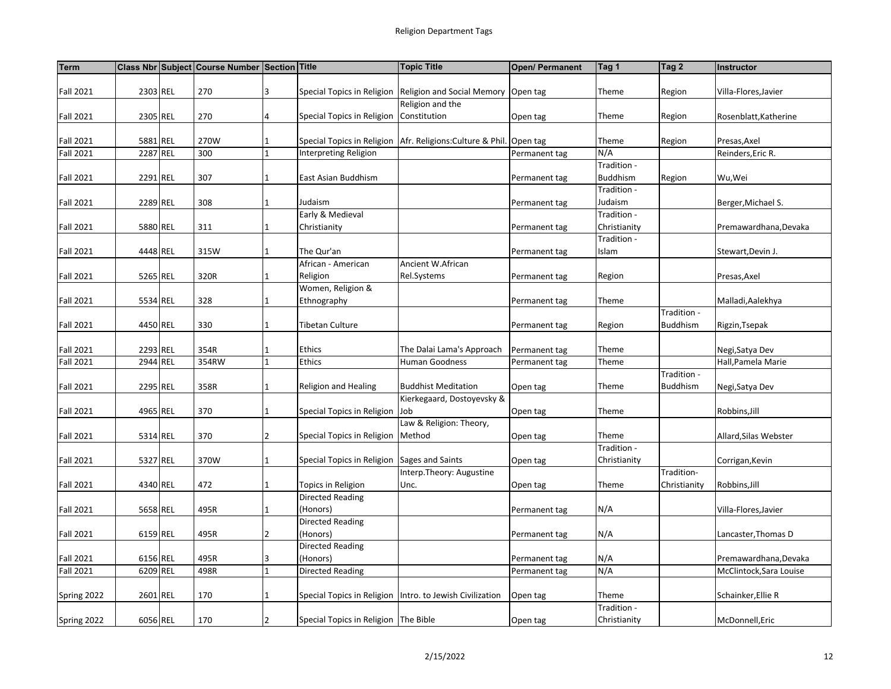| Term | Class Nbr | Subject | Course Number | Section | Title | Topic Title | Open/ Permanent | Tag 1 | Tag 2 | Instructor |
|---|---|---|---|---|---|---|---|---|---|---|
| Fall 2021 | 2303 | REL | 270 | 3 | Special Topics in Religion | Religion and Social Memory | Open tag | Theme | Region | Villa-Flores,Javier |
| Fall 2021 | 2305 | REL | 270 | 4 | Special Topics in Religion | Religion and the Constitution | Open tag | Theme | Region | Rosenblatt,Katherine |
| Fall 2021 | 5881 | REL | 270W | 1 | Special Topics in Religion | Afr. Religions:Culture & Phil. | Open tag | Theme | Region | Presas,Axel |
| Fall 2021 | 2287 | REL | 300 | 1 | Interpreting Religion | | Permanent tag | N/A | | Reinders,Eric R. |
| Fall 2021 | 2291 | REL | 307 | 1 | East Asian Buddhism | | Permanent tag | Tradition - Buddhism | Region | Wu,Wei |
| Fall 2021 | 2289 | REL | 308 | 1 | Judaism | | Permanent tag | Tradition - Judaism | | Berger,Michael S. |
| Fall 2021 | 5880 | REL | 311 | 1 | Early & Medieval Christianity | | Permanent tag | Tradition - Christianity | | Premawardhana,Devaka |
| Fall 2021 | 4448 | REL | 315W | 1 | The Qur'an | | Permanent tag | Tradition - Islam | | Stewart,Devin J. |
| Fall 2021 | 5265 | REL | 320R | 1 | African - American Religion | Ancient W.African Rel.Systems | Permanent tag | Region | | Presas,Axel |
| Fall 2021 | 5534 | REL | 328 | 1 | Women, Religion & Ethnography | | Permanent tag | Theme | | Malladi,Aalekhya |
| Fall 2021 | 4450 | REL | 330 | 1 | Tibetan Culture | | Permanent tag | Region | Tradition - Buddhism | Rigzin,Tsepak |
| Fall 2021 | 2293 | REL | 354R | 1 | Ethics | The Dalai Lama's Approach | Permanent tag | Theme | | Negi,Satya Dev |
| Fall 2021 | 2944 | REL | 354RW | 1 | Ethics | Human Goodness | Permanent tag | Theme | | Hall,Pamela Marie |
| Fall 2021 | 2295 | REL | 358R | 1 | Religion and Healing | Buddhist Meditation | Open tag | Theme | Tradition - Buddhism | Negi,Satya Dev |
| Fall 2021 | 4965 | REL | 370 | 1 | Special Topics in Religion | Kierkegaard, Dostoyevsky & Job | Open tag | Theme | | Robbins,Jill |
| Fall 2021 | 5314 | REL | 370 | 2 | Special Topics in Religion | Law & Religion: Theory, Method | Open tag | Theme | | Allard,Silas Webster |
| Fall 2021 | 5327 | REL | 370W | 1 | Special Topics in Religion | Sages and Saints | Open tag | Tradition - Christianity | | Corrigan,Kevin |
| Fall 2021 | 4340 | REL | 472 | 1 | Topics in Religion | Interp.Theory: Augustine Unc. | Open tag | Theme | Tradition- Christianity | Robbins,Jill |
| Fall 2021 | 5658 | REL | 495R | 1 | Directed Reading (Honors) | | Permanent tag | N/A | | Villa-Flores,Javier |
| Fall 2021 | 6159 | REL | 495R | 2 | Directed Reading (Honors) | | Permanent tag | N/A | | Lancaster,Thomas D |
| Fall 2021 | 6156 | REL | 495R | 3 | Directed Reading (Honors) | | Permanent tag | N/A | | Premawardhana,Devaka |
| Fall 2021 | 6209 | REL | 498R | 1 | Directed Reading | | Permanent tag | N/A | | McClintock,Sara Louise |
| Spring 2022 | 2601 | REL | 170 | 1 | Special Topics in Religion | Intro. to Jewish Civilization | Open tag | Theme | | Schainker,Ellie R |
| Spring 2022 | 6056 | REL | 170 | 2 | Special Topics in Religion | The Bible | Open tag | Tradition - Christianity | | McDonnell,Eric |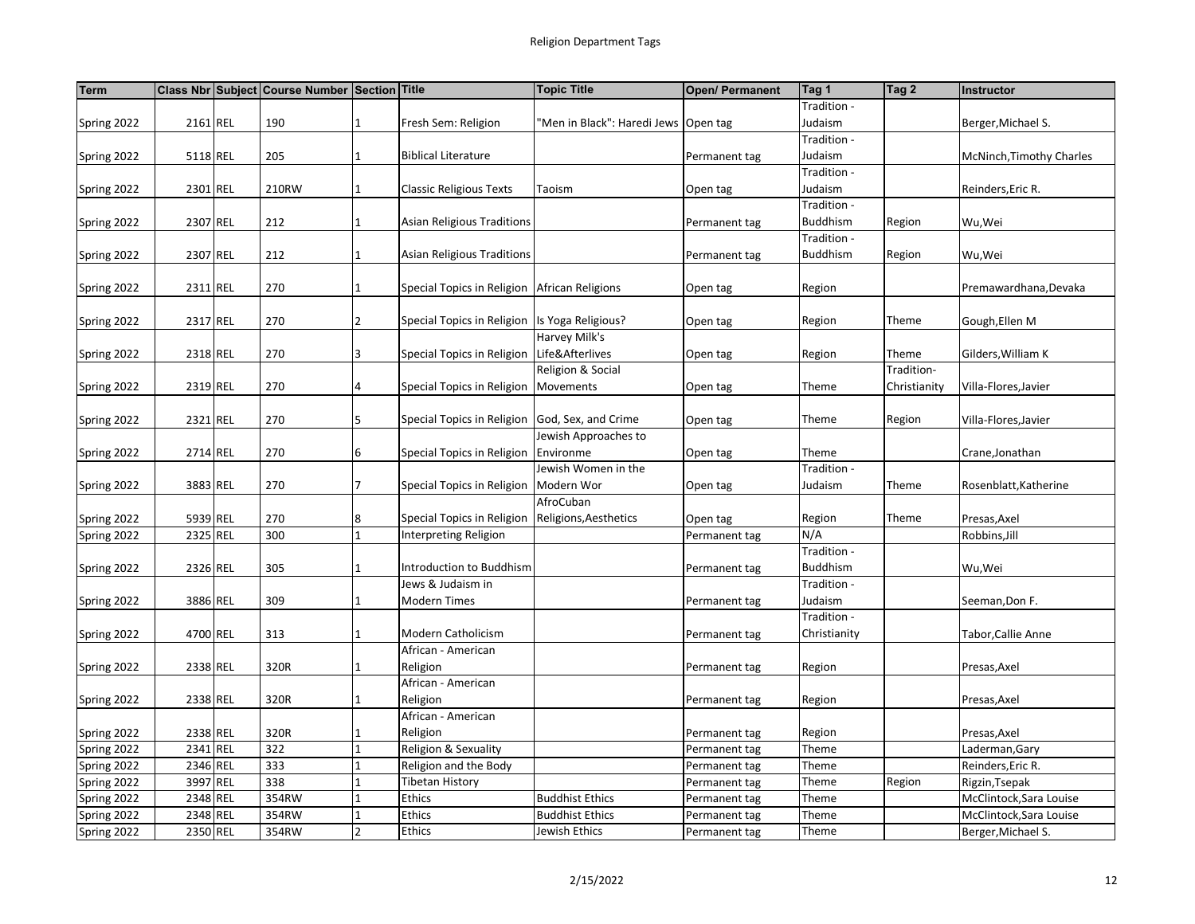# Religion Department Tags

| Term | Class Nbr | Subject | Course Number | Section | Title | Topic Title | Open/ Permanent | Tag 1 | Tag 2 | Instructor |
|---|---|---|---|---|---|---|---|---|---|---|
| Spring 2022 | 2161 | REL | 190 | 1 | Fresh Sem: Religion | "Men in Black": Haredi Jews | Open tag | Tradition - Judaism | | Berger,Michael S. |
| Spring 2022 | 5118 | REL | 205 | 1 | Biblical Literature | | Permanent tag | Tradition - Judaism | | McNinch,Timothy Charles |
| Spring 2022 | 2301 | REL | 210RW | 1 | Classic Religious Texts | Taoism | Open tag | Tradition - Judaism | | Reinders,Eric R. |
| Spring 2022 | 2307 | REL | 212 | 1 | Asian Religious Traditions | | Permanent tag | Tradition - Buddhism | Region | Wu,Wei |
| Spring 2022 | 2307 | REL | 212 | 1 | Asian Religious Traditions | | Permanent tag | Tradition - Buddhism | Region | Wu,Wei |
| Spring 2022 | 2311 | REL | 270 | 1 | Special Topics in Religion | African Religions | Open tag | Region | | Premawardhana,Devaka |
| Spring 2022 | 2317 | REL | 270 | 2 | Special Topics in Religion | Is Yoga Religious? | Open tag | Region | Theme | Gough,Ellen M |
| Spring 2022 | 2318 | REL | 270 | 3 | Special Topics in Religion | Harvey Milk's Life&Afterlives | Open tag | Region | Theme | Gilders,William K |
| Spring 2022 | 2319 | REL | 270 | 4 | Special Topics in Religion | Religion & Social Movements | Open tag | Theme | Tradition- Christianity | Villa-Flores,Javier |
| Spring 2022 | 2321 | REL | 270 | 5 | Special Topics in Religion | God, Sex, and Crime | Open tag | Theme | Region | Villa-Flores,Javier |
| Spring 2022 | 2714 | REL | 270 | 6 | Special Topics in Religion | Jewish Approaches to Environme | Open tag | Theme | | Crane,Jonathan |
| Spring 2022 | 3883 | REL | 270 | 7 | Special Topics in Religion | Jewish Women in the Modern Wor | Open tag | Tradition - Judaism | Theme | Rosenblatt,Katherine |
| Spring 2022 | 5939 | REL | 270 | 8 | Special Topics in Religion | AfroCuban Religions,Aesthetics | Open tag | Region | Theme | Presas,Axel |
| Spring 2022 | 2325 | REL | 300 | 1 | Interpreting Religion | | Permanent tag | N/A | | Robbins,Jill |
| Spring 2022 | 2326 | REL | 305 | 1 | Introduction to Buddhism | | Permanent tag | Tradition - Buddhism | | Wu,Wei |
| Spring 2022 | 3886 | REL | 309 | 1 | Jews & Judaism in Modern Times | | Permanent tag | Tradition - Judaism | | Seeman,Don F. |
| Spring 2022 | 4700 | REL | 313 | 1 | Modern Catholicism | | Permanent tag | Tradition - Christianity | | Tabor,Callie Anne |
| Spring 2022 | 2338 | REL | 320R | 1 | African - American Religion | | Permanent tag | Region | | Presas,Axel |
| Spring 2022 | 2338 | REL | 320R | 1 | African - American Religion | | Permanent tag | Region | | Presas,Axel |
| Spring 2022 | 2338 | REL | 320R | 1 | African - American Religion | | Permanent tag | Region | | Presas,Axel |
| Spring 2022 | 2341 | REL | 322 | 1 | Religion & Sexuality | | Permanent tag | Theme | | Laderman,Gary |
| Spring 2022 | 2346 | REL | 333 | 1 | Religion and the Body | | Permanent tag | Theme | | Reinders,Eric R. |
| Spring 2022 | 3997 | REL | 338 | 1 | Tibetan History | | Permanent tag | Theme | Region | Rigzin,Tsepak |
| Spring 2022 | 2348 | REL | 354RW | 1 | Ethics | Buddhist Ethics | Permanent tag | Theme | | McClintock,Sara Louise |
| Spring 2022 | 2348 | REL | 354RW | 1 | Ethics | Buddhist Ethics | Permanent tag | Theme | | McClintock,Sara Louise |
| Spring 2022 | 2350 | REL | 354RW | 2 | Ethics | Jewish Ethics | Permanent tag | Theme | | Berger,Michael S. |

2/15/2022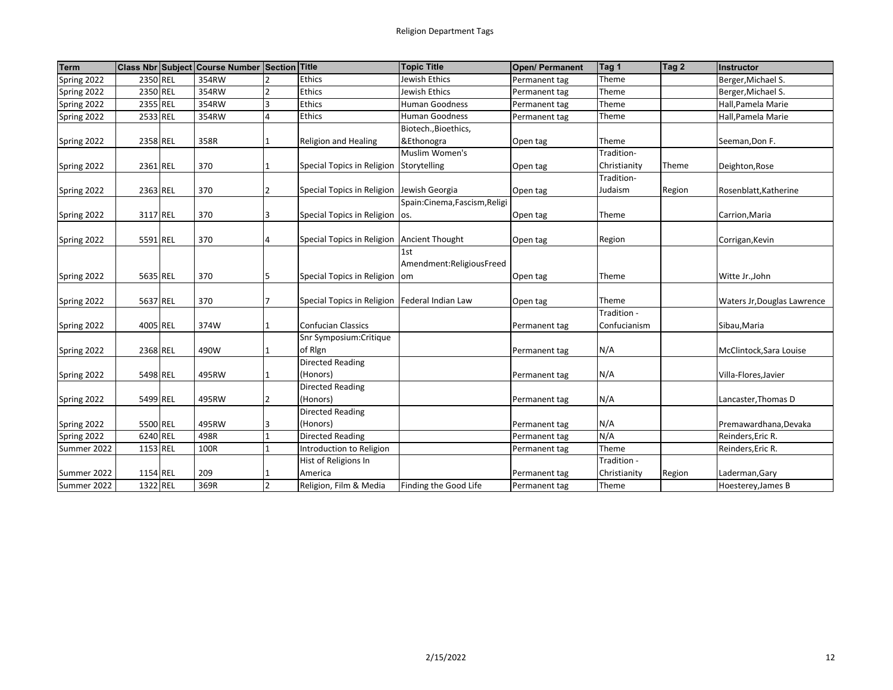Religion Department Tags

| Term | Class Nbr | Subject | Course Number | Section | Title | Topic Title | Open/ Permanent | Tag 1 | Tag 2 | Instructor |
| --- | --- | --- | --- | --- | --- | --- | --- | --- | --- | --- |
| Spring 2022 | 2350 | REL | 354RW | 2 | Ethics | Jewish Ethics | Permanent tag | Theme | | Berger,Michael S. |
| Spring 2022 | 2350 | REL | 354RW | 2 | Ethics | Jewish Ethics | Permanent tag | Theme | | Berger,Michael S. |
| Spring 2022 | 2355 | REL | 354RW | 3 | Ethics | Human Goodness | Permanent tag | Theme | | Hall,Pamela Marie |
| Spring 2022 | 2533 | REL | 354RW | 4 | Ethics | Human Goodness | Permanent tag | Theme | | Hall,Pamela Marie |
| Spring 2022 | 2358 | REL | 358R | 1 | Religion and Healing | Biotech.,Bioethics, &Ethonogra | Open tag | Theme | | Seeman,Don F. |
| Spring 2022 | 2361 | REL | 370 | 1 | Special Topics in Religion | Muslim Women's Storytelling | Open tag | Tradition-Christianity | Theme | Deighton,Rose |
| Spring 2022 | 2363 | REL | 370 | 2 | Special Topics in Religion | Jewish Georgia | Open tag | Tradition-Judaism | Region | Rosenblatt,Katherine |
| Spring 2022 | 3117 | REL | 370 | 3 | Special Topics in Religion | Spain:Cinema,Fascism,Religios. | Open tag | Theme | | Carrion,Maria |
| Spring 2022 | 5591 | REL | 370 | 4 | Special Topics in Religion | Ancient Thought | Open tag | Region | | Corrigan,Kevin |
| Spring 2022 | 5635 | REL | 370 | 5 | Special Topics in Religion | 1st Amendment:ReligiousFreedom | Open tag | Theme | | Witte Jr.,John |
| Spring 2022 | 5637 | REL | 370 | 7 | Special Topics in Religion | Federal Indian Law | Open tag | Theme | | Waters Jr,Douglas Lawrence |
| Spring 2022 | 4005 | REL | 374W | 1 | Confucian Classics | | Permanent tag | Tradition - Confucianism | | Sibau,Maria |
| Spring 2022 | 2368 | REL | 490W | 1 | Snr Symposium:Critique of Rlgn | | Permanent tag | N/A | | McClintock,Sara Louise |
| Spring 2022 | 5498 | REL | 495RW | 1 | Directed Reading (Honors) | | Permanent tag | N/A | | Villa-Flores,Javier |
| Spring 2022 | 5499 | REL | 495RW | 2 | Directed Reading (Honors) | | Permanent tag | N/A | | Lancaster,Thomas D |
| Spring 2022 | 5500 | REL | 495RW | 3 | Directed Reading (Honors) | | Permanent tag | N/A | | Premawardhana,Devaka |
| Spring 2022 | 6240 | REL | 498R | 1 | Directed Reading | | Permanent tag | N/A | | Reinders,Eric R. |
| Summer 2022 | 1153 | REL | 100R | 1 | Introduction to Religion | | Permanent tag | Theme | | Reinders,Eric R. |
| Summer 2022 | 1154 | REL | 209 | 1 | Hist of Religions In America | | Permanent tag | Tradition - Christianity | Region | Laderman,Gary |
| Summer 2022 | 1322 | REL | 369R | 2 | Religion, Film & Media | Finding the Good Life | Permanent tag | Theme | | Hoesterey,James B |

2/15/2022